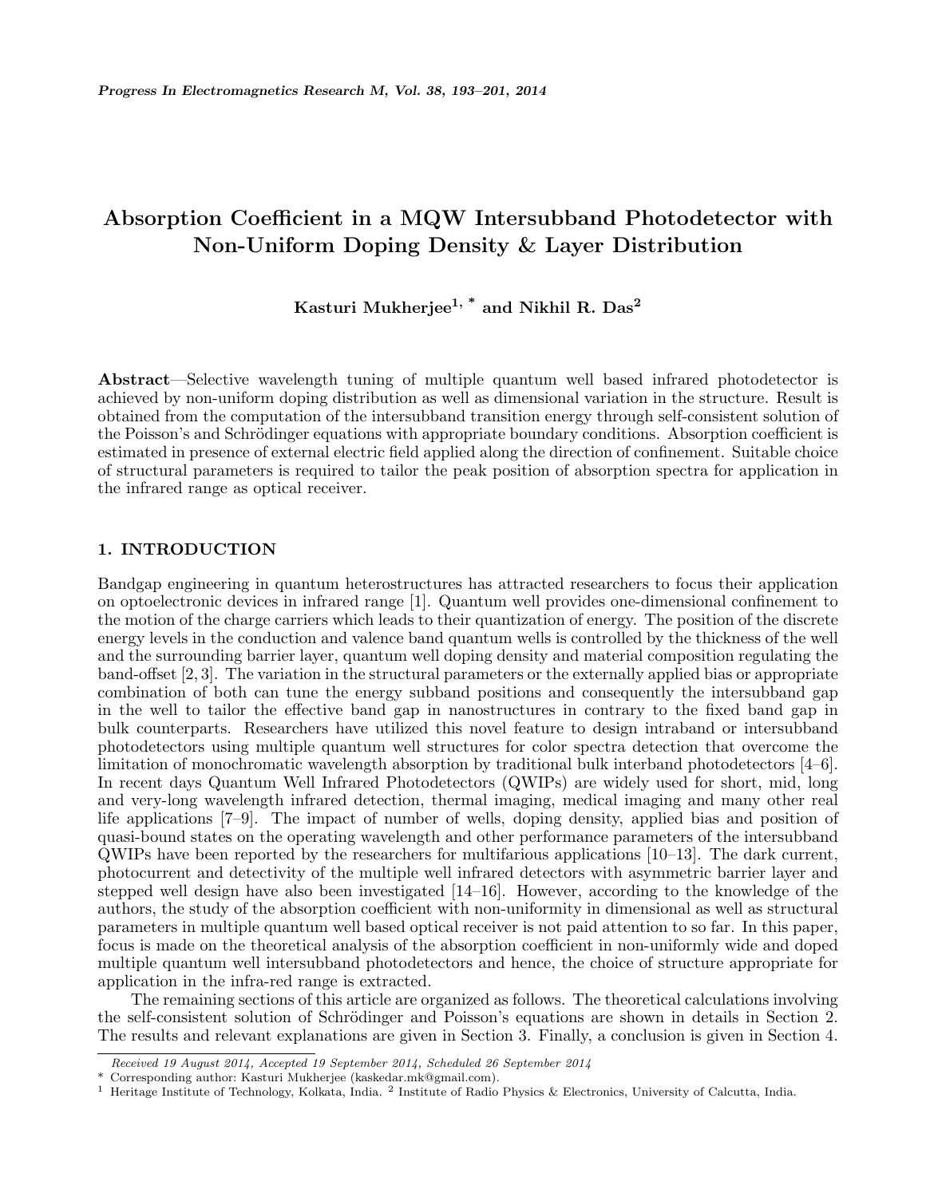// Absorption Coefficient in a MQW Intersubband Photodetector with Non-Uniform Doping Density & Layer Distribution

**Kasturi Mukherjee[1, *] and Nikhil R. Das[2]**

**Abstract**—Selective wavelength tuning of multiple quantum well based infrared photodetector is achieved by non-uniform doping distribution as well as dimensional variation in the structure. Result is obtained from the computation of the intersubband transition energy through self-consistent solution of the Poisson's and Schrödinger equations with appropriate boundary conditions. Absorption coefficient is estimated in presence of external electric field applied along the direction of confinement. Suitable choice of structural parameters is required to tailor the peak position of absorption spectra for application in the infrared range as optical receiver.

## 1. INTRODUCTION

Bandgap engineering in quantum heterostructures has attracted researchers to focus their application on optoelectronic devices in infrared range [1]. Quantum well provides one-dimensional confinement to the motion of the charge carriers which leads to their quantization of energy. The position of the discrete energy levels in the conduction and valence band quantum wells is controlled by the thickness of the well and the surrounding barrier layer, quantum well doping density and material composition regulating the band-offset [2, 3]. The variation in the structural parameters or the externally applied bias or appropriate combination of both can tune the energy subband positions and consequently the intersubband gap in the well to tailor the effective band gap in nanostructures in contrary to the fixed band gap in bulk counterparts. Researchers have utilized this novel feature to design intraband or intersubband photodetectors using multiple quantum well structures for color spectra detection that overcome the limitation of monochromatic wavelength absorption by traditional bulk interband photodetectors [4–6]. In recent days Quantum Well Infrared Photodetectors (QWIPs) are widely used for short, mid, long and very-long wavelength infrared detection, thermal imaging, medical imaging and many other real life applications [7–9]. The impact of number of wells, doping density, applied bias and position of quasi-bound states on the operating wavelength and other performance parameters of the intersubband QWIPs have been reported by the researchers for multifarious applications [10–13]. The dark current, photocurrent and detectivity of the multiple well infrared detectors with asymmetric barrier layer and stepped well design have also been investigated [14–16]. However, according to the knowledge of the authors, the study of the absorption coefficient with non-uniformity in dimensional as well as structural parameters in multiple quantum well based optical receiver is not paid attention to so far. In this paper, focus is made on the theoretical analysis of the absorption coefficient in non-uniformly wide and doped multiple quantum well intersubband photodetectors and hence, the choice of structure appropriate for application in the infra-red range is extracted.

The remaining sections of this article are organized as follows. The theoretical calculations involving the self-consistent solution of Schrödinger and Poisson's equations are shown in details in Section 2. The results and relevant explanations are given in Section 3. Finally, a conclusion is given in Section 4.

*Received 19 August 2014, Accepted 19 September 2014, Scheduled 26 September 2014*

\* Corresponding author: Kasturi Mukherjee (kaskedar.mk@gmail.com).

[1] Heritage Institute of Technology, Kolkata, India. [2] Institute of Radio Physics & Electronics, University of Calcutta, India.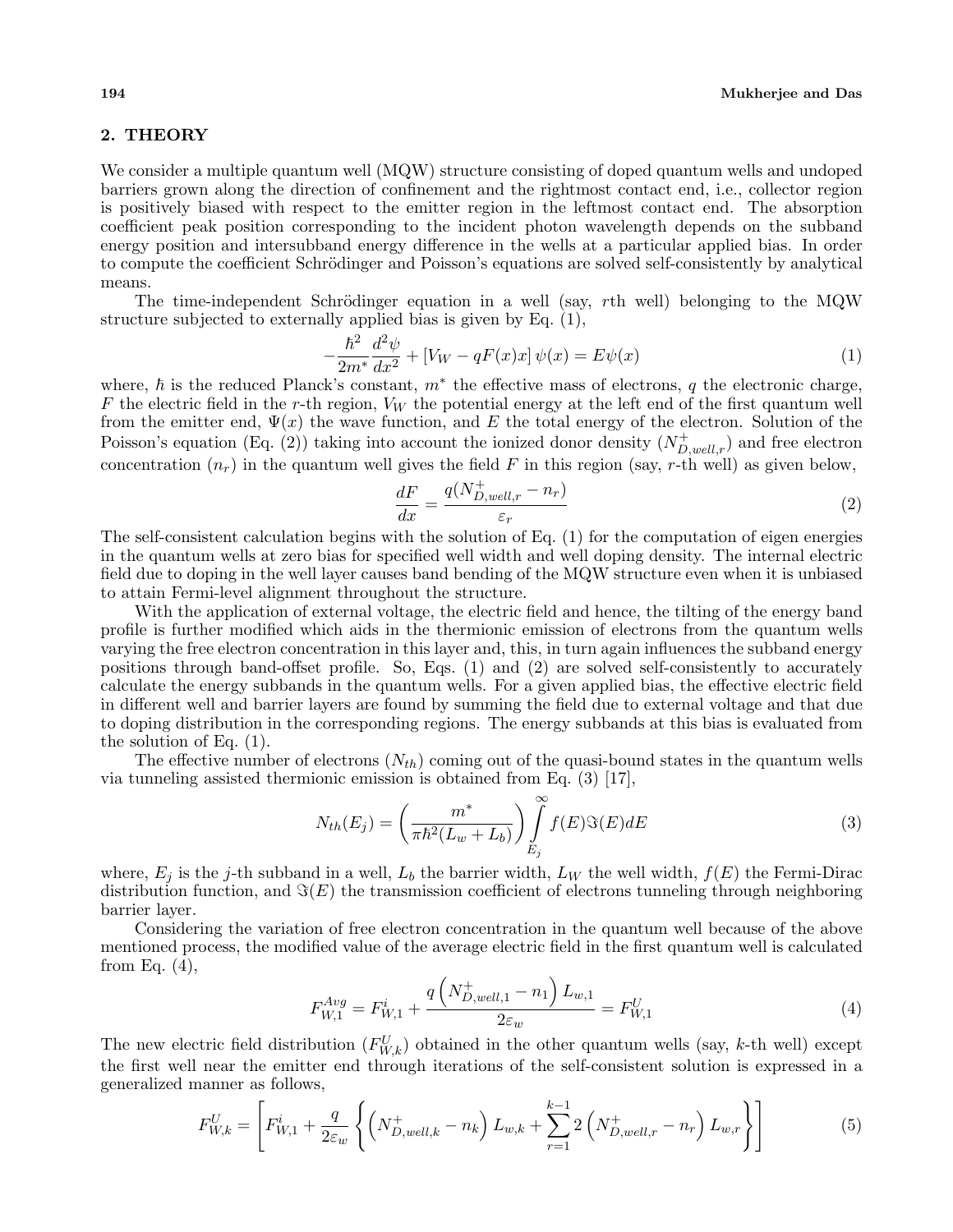## 2. THEORY

We consider a multiple quantum well (MQW) structure consisting of doped quantum wells and undoped barriers grown along the direction of confinement and the rightmost contact end, i.e., collector region is positively biased with respect to the emitter region in the leftmost contact end. The absorption coefficient peak position corresponding to the incident photon wavelength depends on the subband energy position and intersubband energy difference in the wells at a particular applied bias. In order to compute the coefficient Schrödinger and Poisson's equations are solved self-consistently by analytical means.

The time-independent Schrödinger equation in a well (say, $r$th well) belonging to the MQW structure subjected to externally applied bias is given by Eq. (1),

$$-\frac{\hbar^2}{2m^*}\frac{d^2\psi}{dx^2} + \left[V_W - qF(x)x\right]\psi(x) = E\psi(x) \tag{1}$$

where, $\hbar$ is the reduced Planck's constant, $m^*$ the effective mass of electrons, $q$ the electronic charge, $F$ the electric field in the $r$-th region, $V_W$ the potential energy at the left end of the first quantum well from the emitter end, $\Psi(x)$ the wave function, and $E$ the total energy of the electron. Solution of the Poisson's equation (Eq. (2)) taking into account the ionized donor density ($N^+_{D,well,r}$) and free electron concentration ($n_r$) in the quantum well gives the field $F$ in this region (say, $r$-th well) as given below,

$$\frac{dF}{dx} = \frac{q(N^+_{D,well,r} - n_r)}{\varepsilon_r} \tag{2}$$

The self-consistent calculation begins with the solution of Eq. (1) for the computation of eigen energies in the quantum wells at zero bias for specified well width and well doping density. The internal electric field due to doping in the well layer causes band bending of the MQW structure even when it is unbiased to attain Fermi-level alignment throughout the structure.

With the application of external voltage, the electric field and hence, the tilting of the energy band profile is further modified which aids in the thermionic emission of electrons from the quantum wells varying the free electron concentration in this layer and, this, in turn again influences the subband energy positions through band-offset profile. So, Eqs. (1) and (2) are solved self-consistently to accurately calculate the energy subbands in the quantum wells. For a given applied bias, the effective electric field in different well and barrier layers are found by summing the field due to external voltage and that due to doping distribution in the corresponding regions. The energy subbands at this bias is evaluated from the solution of Eq. (1).

The effective number of electrons ($N_{th}$) coming out of the quasi-bound states in the quantum wells via tunneling assisted thermionic emission is obtained from Eq. (3) [17],

$$N_{th}(E_j) = \left(\frac{m^*}{\pi\hbar^2(L_w + L_b)}\right)\int_{E_j}^{\infty} f(E)\Im(E)dE \tag{3}$$

where, $E_j$ is the $j$-th subband in a well, $L_b$ the barrier width, $L_W$ the well width, $f(E)$ the Fermi-Dirac distribution function, and $\Im(E)$ the transmission coefficient of electrons tunneling through neighboring barrier layer.

Considering the variation of free electron concentration in the quantum well because of the above mentioned process, the modified value of the average electric field in the first quantum well is calculated from Eq. (4),

$$F^{Avg}_{W,1} = F^i_{W,1} + \frac{q\left(N^+_{D,well,1} - n_1\right)L_{w,1}}{2\varepsilon_w} = F^U_{W,1} \tag{4}$$

The new electric field distribution ($F^U_{W,k}$) obtained in the other quantum wells (say, $k$-th well) except the first well near the emitter end through iterations of the self-consistent solution is expressed in a generalized manner as follows,

$$F^U_{W,k} = \left[F^i_{W,1} + \frac{q}{2\varepsilon_w}\left\{\left(N^+_{D,well,k} - n_k\right)L_{w,k} + \sum_{r=1}^{k-1} 2\left(N^+_{D,well,r} - n_r\right)L_{w,r}\right\}\right] \tag{5}$$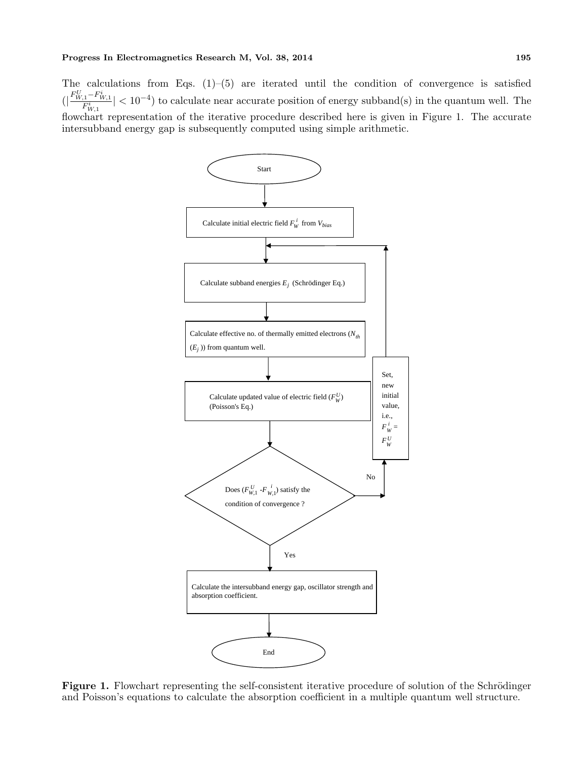The calculations from Eqs. (1)–(5) are iterated until the condition of convergence is satisfied ($|\frac{F_{W,1}^{U}-F_{W,1}^{i}}{F_{W,1}^{i}}| < 10^{-4}$) to calculate near accurate position of energy subband(s) in the quantum well. The flowchart representation of the iterative procedure described here is given in Figure 1. The accurate intersubband energy gap is subsequently computed using simple arithmetic.

Start

Calculate initial electric field $F_W^i$ from $V_{bias}$

Calculate subband energies $E_j$ (Schrödinger Eq.)

Calculate effective no. of thermally emitted electrons ($N_{th}$ ($E_j$)) from quantum well.

Calculate updated value of electric field ($F_W^U$) (Poisson's Eq.)

Does ($F_{W,1}^U$ - $F_{W,1}^i$) satisfy the condition of convergence ?

No → Set, new initial value, i.e., $F_W^i = F_W^U$

Yes → Calculate the intersubband energy gap, oscillator strength and absorption coefficient.

End

**Figure 1.** Flowchart representing the self-consistent iterative procedure of solution of the Schrödinger and Poisson's equations to calculate the absorption coefficient in a multiple quantum well structure.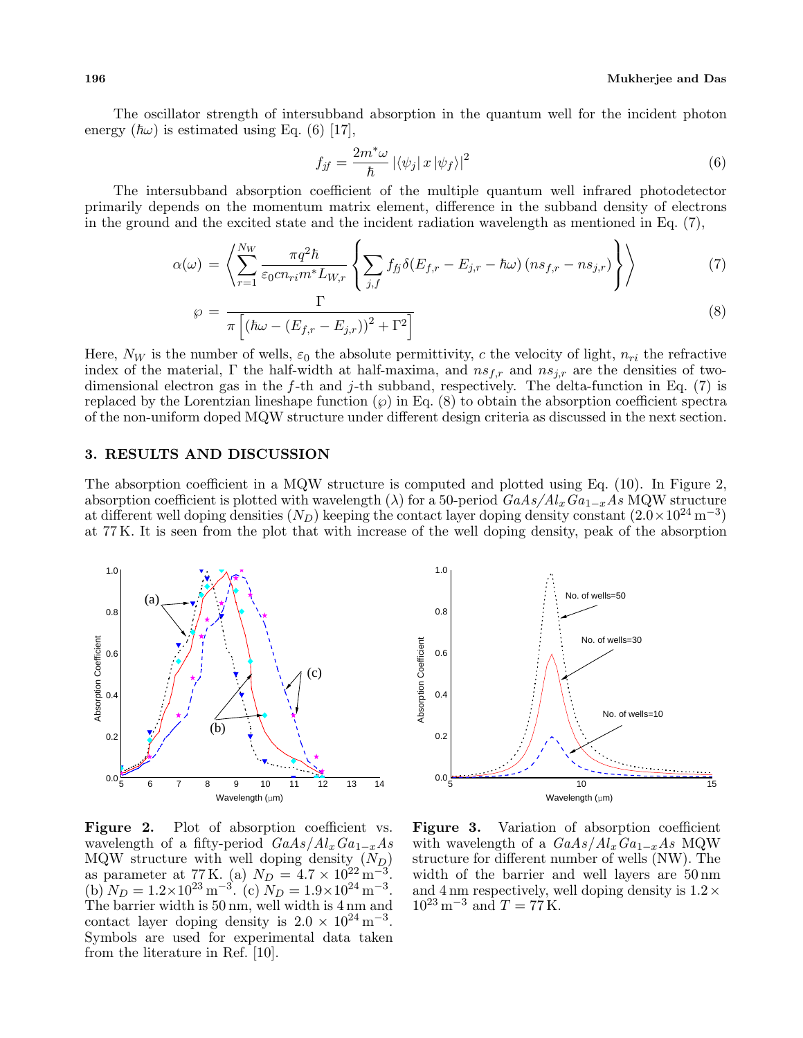The oscillator strength of intersubband absorption in the quantum well for the incident photon energy ($\hbar\omega$) is estimated using Eq. (6) [17],

$$f_{jf} = \frac{2m^*\omega}{\hbar} \left|\langle\psi_j|\, x\, |\psi_f\rangle\right|^2 \tag{6}$$

The intersubband absorption coefficient of the multiple quantum well infrared photodetector primarily depends on the momentum matrix element, difference in the subband density of electrons in the ground and the excited state and the incident radiation wavelength as mentioned in Eq. (7),

$$\alpha(\omega) = \left\langle \sum_{r=1}^{N_W} \frac{\pi q^2 \hbar}{\varepsilon_0 c n_{ri} m^* L_{W,r}} \left\{ \sum_{j,f} f_{fj} \delta(E_{f,r} - E_{j,r} - \hbar\omega)\,(ns_{f,r} - ns_{j,r}) \right\} \right\rangle \tag{7}$$

$$\wp = \frac{\Gamma}{\pi\left[(\hbar\omega - (E_{f,r} - E_{j,r}))^2 + \Gamma^2\right]} \tag{8}$$

Here, $N_W$ is the number of wells, $\varepsilon_0$ the absolute permittivity, $c$ the velocity of light, $n_{ri}$ the refractive index of the material, $\Gamma$ the half-width at half-maxima, and $ns_{f,r}$ and $ns_{j,r}$ are the densities of two-dimensional electron gas in the $f$-th and $j$-th subband, respectively. The delta-function in Eq. (7) is replaced by the Lorentzian lineshape function ($\wp$) in Eq. (8) to obtain the absorption coefficient spectra of the non-uniform doped MQW structure under different design criteria as discussed in the next section.

## 3. RESULTS AND DISCUSSION

The absorption coefficient in a MQW structure is computed and plotted using Eq. (10). In Figure 2, absorption coefficient is plotted with wavelength ($\lambda$) for a 50-period $GaAs/Al_xGa_{1-x}As$ MQW structure at different well doping densities ($N_D$) keeping the contact layer doping density constant ($2.0\times10^{24}\,\mathrm{m}^{-3}$) at 77 K. It is seen from the plot that with increase of the well doping density, peak of the absorption

**Figure 2.** Plot of absorption coefficient vs. wavelength of a fifty-period $GaAs/Al_xGa_{1-x}As$ MQW structure with well doping density ($N_D$) as parameter at 77 K. (a) $N_D = 4.7\times10^{22}\,\mathrm{m}^{-3}$. (b) $N_D = 1.2\times10^{23}\,\mathrm{m}^{-3}$. (c) $N_D = 1.9\times10^{24}\,\mathrm{m}^{-3}$. The barrier width is 50 nm, well width is 4 nm and contact layer doping density is $2.0\times10^{24}\,\mathrm{m}^{-3}$. Symbols are used for experimental data taken from the literature in Ref. [10].

**Figure 3.** Variation of absorption coefficient with wavelength of a $GaAs/Al_xGa_{1-x}As$ MQW structure for different number of wells (NW). The width of the barrier and well layers are 50 nm and 4 nm respectively, well doping density is $1.2\times10^{23}\,\mathrm{m}^{-3}$ and $T = 77\,\mathrm{K}$.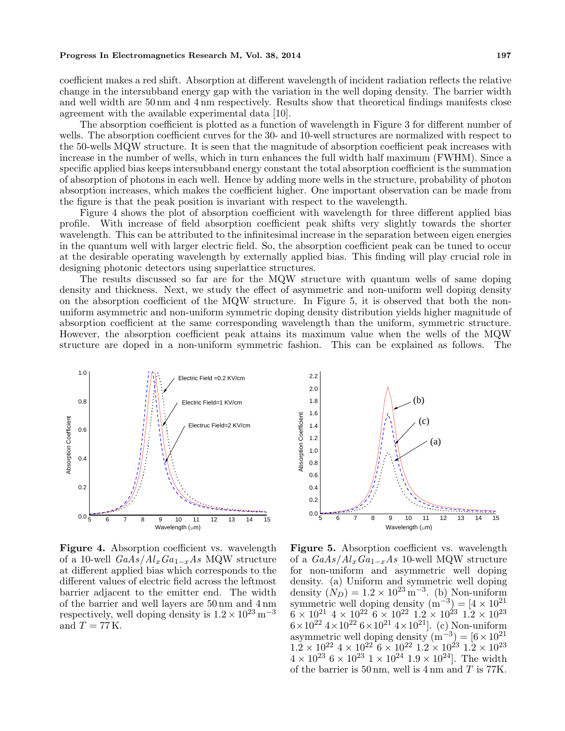coefficient makes a red shift. Absorption at different wavelength of incident radiation reflects the relative change in the intersubband energy gap with the variation in the well doping density. The barrier width and well width are 50 nm and 4 nm respectively. Results show that theoretical findings manifests close agreement with the available experimental data [10].

The absorption coefficient is plotted as a function of wavelength in Figure 3 for different number of wells. The absorption coefficient curves for the 30- and 10-well structures are normalized with respect to the 50-wells MQW structure. It is seen that the magnitude of absorption coefficient peak increases with increase in the number of wells, which in turn enhances the full width half maximum (FWHM). Since a specific applied bias keeps intersubband energy constant the total absorption coefficient is the summation of absorption of photons in each well. Hence by adding more wells in the structure, probability of photon absorption increases, which makes the coefficient higher. One important observation can be made from the figure is that the peak position is invariant with respect to the wavelength.

Figure 4 shows the plot of absorption coefficient with wavelength for three different applied bias profile. With increase of field absorption coefficient peak shifts very slightly towards the shorter wavelength. This can be attributed to the infinitesimal increase in the separation between eigen energies in the quantum well with larger electric field. So, the absorption coefficient peak can be tuned to occur at the desirable operating wavelength by externally applied bias. This finding will play crucial role in designing photonic detectors using superlattice structures.

The results discussed so far are for the MQW structure with quantum wells of same doping density and thickness. Next, we study the effect of asymmetric and non-uniform well doping density on the absorption coefficient of the MQW structure. In Figure 5, it is observed that both the non-uniform asymmetric and non-uniform symmetric doping density distribution yields higher magnitude of absorption coefficient at the same corresponding wavelength than the uniform, symmetric structure. However, the absorption coefficient peak attains its maximum value when the wells of the MQW structure are doped in a non-uniform symmetric fashion. This can be explained as follows. The

**Figure 4.** Absorption coefficient vs. wavelength of a 10-well $GaAs/Al_xGa_{1-x}As$ MQW structure at different applied bias which corresponds to the different values of electric field across the leftmost barrier adjacent to the emitter end. The width of the barrier and well layers are 50 nm and 4 nm respectively, well doping density is $1.2 \times 10^{23}\,\mathrm{m}^{-3}$ and $T = 77\,\mathrm{K}$.

**Figure 5.** Absorption coefficient vs. wavelength of a $GaAs/Al_xGa_{1-x}As$ 10-well MQW structure for non-uniform and asymmetric well doping density. (a) Uniform and symmetric well doping density $(N_D) = 1.2 \times 10^{23}\,\mathrm{m}^{-3}$. (b) Non-uniform symmetric well doping density $(\mathrm{m}^{-3}) = [4 \times 10^{21}$ $6 \times 10^{21}$ $4 \times 10^{22}$ $6 \times 10^{22}$ $1.2 \times 10^{23}$ $1.2 \times 10^{23}$ $6 \times 10^{22}$ $4 \times 10^{22}$ $6 \times 10^{21}$ $4 \times 10^{21}]$. (c) Non-uniform asymmetric well doping density $(\mathrm{m}^{-3}) = [6 \times 10^{21}$ $1.2 \times 10^{22}$ $4 \times 10^{22}$ $6 \times 10^{22}$ $1.2 \times 10^{23}$ $1.2 \times 10^{23}$ $4 \times 10^{23}$ $6 \times 10^{23}$ $1 \times 10^{24}$ $1.9 \times 10^{24}]$. The width of the barrier is 50 nm, well is 4 nm and $T$ is 77K.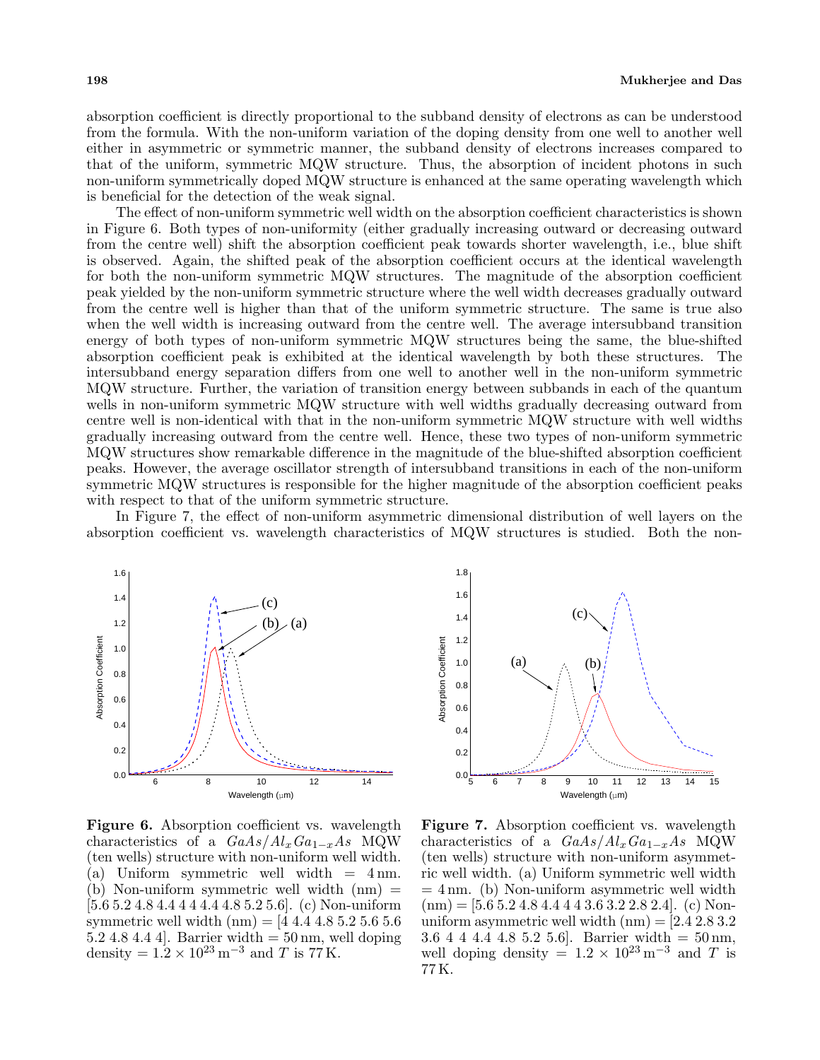absorption coefficient is directly proportional to the subband density of electrons as can be understood from the formula. With the non-uniform variation of the doping density from one well to another well either in asymmetric or symmetric manner, the subband density of electrons increases compared to that of the uniform, symmetric MQW structure. Thus, the absorption of incident photons in such non-uniform symmetrically doped MQW structure is enhanced at the same operating wavelength which is beneficial for the detection of the weak signal.

The effect of non-uniform symmetric well width on the absorption coefficient characteristics is shown in Figure 6. Both types of non-uniformity (either gradually increasing outward or decreasing outward from the centre well) shift the absorption coefficient peak towards shorter wavelength, i.e., blue shift is observed. Again, the shifted peak of the absorption coefficient occurs at the identical wavelength for both the non-uniform symmetric MQW structures. The magnitude of the absorption coefficient peak yielded by the non-uniform symmetric structure where the well width decreases gradually outward from the centre well is higher than that of the uniform symmetric structure. The same is true also when the well width is increasing outward from the centre well. The average intersubband transition energy of both types of non-uniform symmetric MQW structures being the same, the blue-shifted absorption coefficient peak is exhibited at the identical wavelength by both these structures. The intersubband energy separation differs from one well to another well in the non-uniform symmetric MQW structure. Further, the variation of transition energy between subbands in each of the quantum wells in non-uniform symmetric MQW structure with well widths gradually decreasing outward from centre well is non-identical with that in the non-uniform symmetric MQW structure with well widths gradually increasing outward from the centre well. Hence, these two types of non-uniform symmetric MQW structures show remarkable difference in the magnitude of the blue-shifted absorption coefficient peaks. However, the average oscillator strength of intersubband transitions in each of the non-uniform symmetric MQW structures is responsible for the higher magnitude of the absorption coefficient peaks with respect to that of the uniform symmetric structure.

In Figure 7, the effect of non-uniform asymmetric dimensional distribution of well layers on the absorption coefficient vs. wavelength characteristics of MQW structures is studied. Both the non-

Absorption Coefficient
Wavelength (μm)
(a)
(b)
(c)

**Figure 6.** Absorption coefficient vs. wavelength characteristics of a $GaAs/Al_xGa_{1-x}As$ MQW (ten wells) structure with non-uniform well width. (a) Uniform symmetric well width = 4 nm. (b) Non-uniform symmetric well width (nm) = [5.6 5.2 4.8 4.4 4 4 4.4 4.8 5.2 5.6]. (c) Non-uniform symmetric well width (nm) = [4 4.4 4.8 5.2 5.6 5.6 5.2 4.8 4.4 4]. Barrier width = 50 nm, well doping density = $1.2 \times 10^{23}\,\text{m}^{-3}$ and $T$ is 77 K.

Absorption Coefficient
Wavelength (μm)
(a)
(b)
(c)

**Figure 7.** Absorption coefficient vs. wavelength characteristics of a $GaAs/Al_xGa_{1-x}As$ MQW (ten wells) structure with non-uniform asymmetric well width. (a) Uniform symmetric well width = 4 nm. (b) Non-uniform asymmetric well width (nm) = [5.6 5.2 4.8 4.4 4 4 3.6 3.2 2.8 2.4]. (c) Non-uniform asymmetric well width (nm) = [2.4 2.8 3.2 3.6 4 4 4.4 4.8 5.2 5.6]. Barrier width = 50 nm, well doping density = $1.2 \times 10^{23}\,\text{m}^{-3}$ and $T$ is 77 K.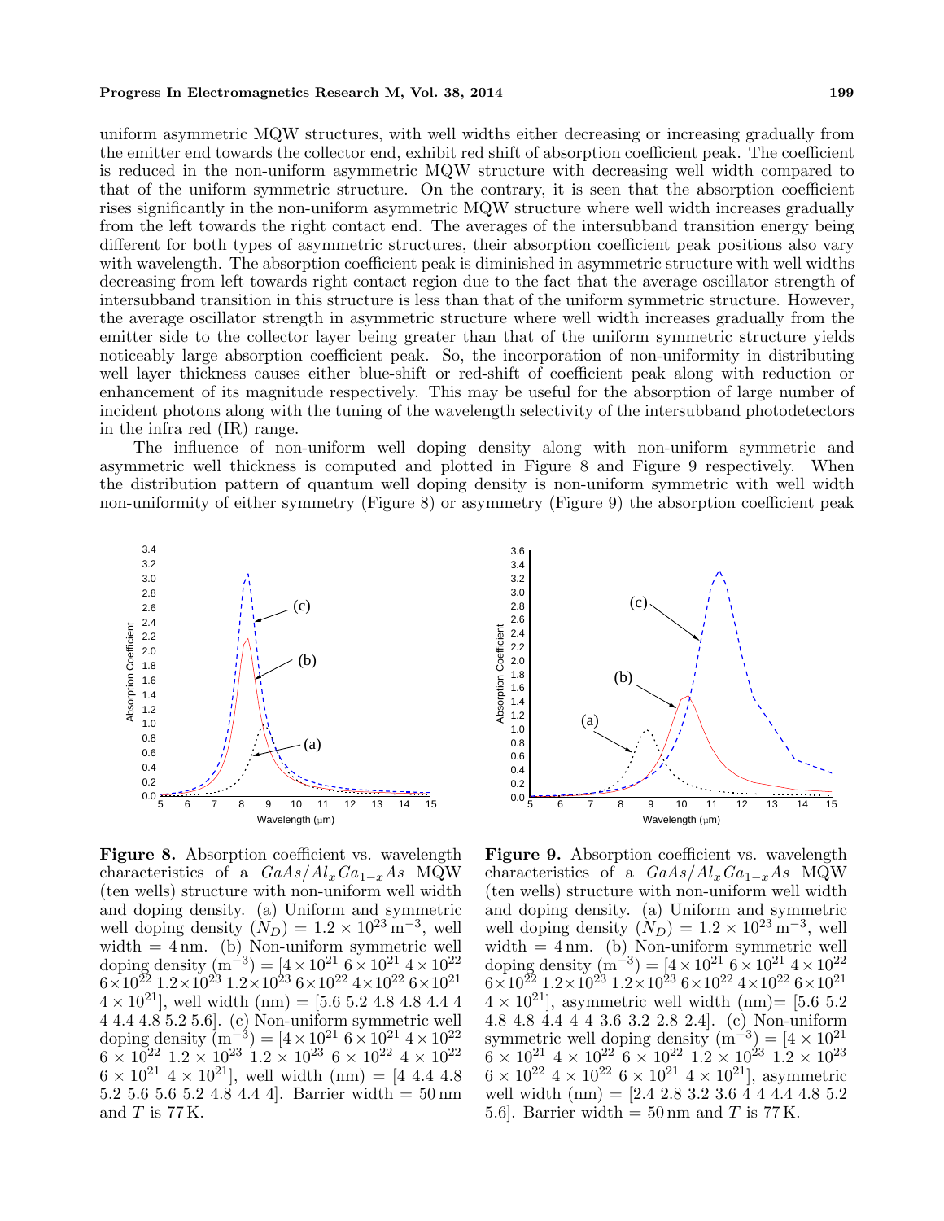uniform asymmetric MQW structures, with well widths either decreasing or increasing gradually from the emitter end towards the collector end, exhibit red shift of absorption coefficient peak. The coefficient is reduced in the non-uniform asymmetric MQW structure with decreasing well width compared to that of the uniform symmetric structure. On the contrary, it is seen that the absorption coefficient rises significantly in the non-uniform asymmetric MQW structure where well width increases gradually from the left towards the right contact end. The averages of the intersubband transition energy being different for both types of asymmetric structures, their absorption coefficient peak positions also vary with wavelength. The absorption coefficient peak is diminished in asymmetric structure with well widths decreasing from left towards right contact region due to the fact that the average oscillator strength of intersubband transition in this structure is less than that of the uniform symmetric structure. However, the average oscillator strength in asymmetric structure where well width increases gradually from the emitter side to the collector layer being greater than that of the uniform symmetric structure yields noticeably large absorption coefficient peak. So, the incorporation of non-uniformity in distributing well layer thickness causes either blue-shift or red-shift of coefficient peak along with reduction or enhancement of its magnitude respectively. This may be useful for the absorption of large number of incident photons along with the tuning of the wavelength selectivity of the intersubband photodetectors in the infra red (IR) range.

The influence of non-uniform well doping density along with non-uniform symmetric and asymmetric well thickness is computed and plotted in Figure 8 and Figure 9 respectively. When the distribution pattern of quantum well doping density is non-uniform symmetric with well width non-uniformity of either symmetry (Figure 8) or asymmetry (Figure 9) the absorption coefficient peak

**Figure 8.** Absorption coefficient vs. wavelength characteristics of a $GaAs/Al_xGa_{1-x}As$ MQW (ten wells) structure with non-uniform well width and doping density. (a) Uniform and symmetric well doping density $(N_D) = 1.2 \times 10^{23}\,\mathrm{m}^{-3}$, well width $= 4\,\mathrm{nm}$. (b) Non-uniform symmetric well doping density $(\mathrm{m}^{-3}) = [4\times10^{21}\ 6\times10^{21}\ 4\times10^{22}\ 6\times10^{22}\ 1.2\times10^{23}\ 1.2\times10^{23}\ 6\times10^{22}\ 4\times10^{22}\ 6\times10^{21}\ 4\times10^{21}]$, well width (nm) = [5.6 5.2 4.8 4.8 4.4 4 4 4.4 4.8 5.2 5.6]. (c) Non-uniform symmetric well doping density $(\mathrm{m}^{-3}) = [4\times10^{21}\ 6\times10^{21}\ 4\times10^{22}\ 6\times10^{22}\ 1.2\times10^{23}\ 1.2\times10^{23}\ 6\times10^{22}\ 4\times10^{22}\ 6\times10^{21}\ 4\times10^{21}]$, well width (nm) = [4 4.4 4.8 5.2 5.6 5.6 5.2 4.8 4.4 4]. Barrier width = 50 nm and $T$ is 77 K.

**Figure 9.** Absorption coefficient vs. wavelength characteristics of a $GaAs/Al_xGa_{1-x}As$ MQW (ten wells) structure with non-uniform well width and doping density. (a) Uniform and symmetric well doping density $(N_D) = 1.2 \times 10^{23}\,\mathrm{m}^{-3}$, well width $= 4\,\mathrm{nm}$. (b) Non-uniform symmetric well doping density $(\mathrm{m}^{-3}) = [4\times10^{21}\ 6\times10^{21}\ 4\times10^{22}\ 6\times10^{22}\ 1.2\times10^{23}\ 1.2\times10^{23}\ 6\times10^{22}\ 4\times10^{22}\ 6\times10^{21}\ 4\times10^{21}]$, asymmetric well width (nm)= [5.6 5.2 4.8 4.8 4.4 4 4 3.6 3.2 2.8 2.4]. (c) Non-uniform symmetric well doping density $(\mathrm{m}^{-3}) = [4\times10^{21}\ 6\times10^{21}\ 4\times10^{22}\ 6\times10^{22}\ 1.2\times10^{23}\ 1.2\times10^{23}\ 6\times10^{22}\ 4\times10^{22}\ 6\times10^{21}\ 4\times10^{21}]$, asymmetric well width (nm) = [2.4 2.8 3.2 3.6 4 4 4.4 4.8 5.2 5.6]. Barrier width = 50 nm and $T$ is 77 K.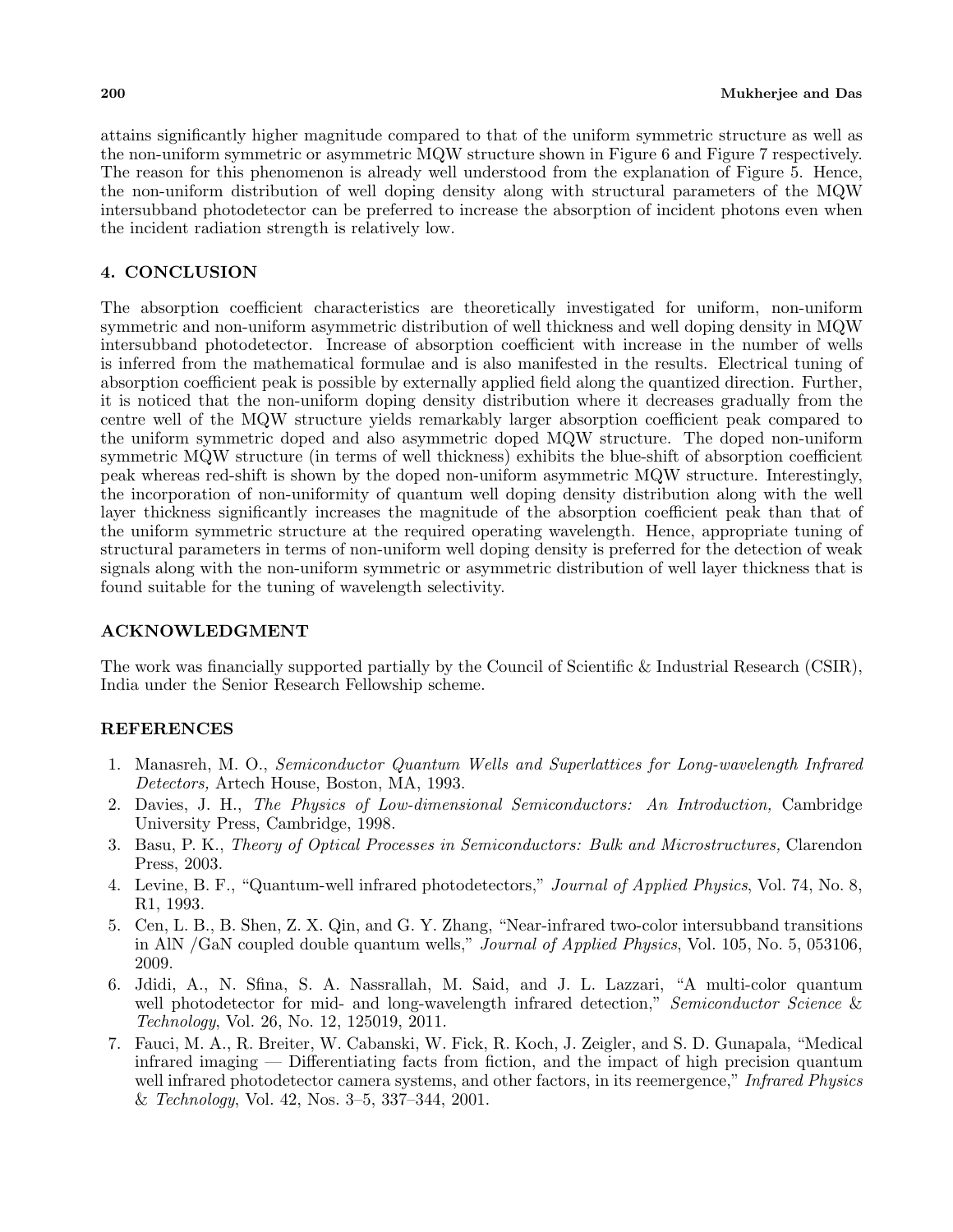attains significantly higher magnitude compared to that of the uniform symmetric structure as well as the non-uniform symmetric or asymmetric MQW structure shown in Figure 6 and Figure 7 respectively. The reason for this phenomenon is already well understood from the explanation of Figure 5. Hence, the non-uniform distribution of well doping density along with structural parameters of the MQW intersubband photodetector can be preferred to increase the absorption of incident photons even when the incident radiation strength is relatively low.

## 4. CONCLUSION

The absorption coefficient characteristics are theoretically investigated for uniform, non-uniform symmetric and non-uniform asymmetric distribution of well thickness and well doping density in MQW intersubband photodetector. Increase of absorption coefficient with increase in the number of wells is inferred from the mathematical formulae and is also manifested in the results. Electrical tuning of absorption coefficient peak is possible by externally applied field along the quantized direction. Further, it is noticed that the non-uniform doping density distribution where it decreases gradually from the centre well of the MQW structure yields remarkably larger absorption coefficient peak compared to the uniform symmetric doped and also asymmetric doped MQW structure. The doped non-uniform symmetric MQW structure (in terms of well thickness) exhibits the blue-shift of absorption coefficient peak whereas red-shift is shown by the doped non-uniform asymmetric MQW structure. Interestingly, the incorporation of non-uniformity of quantum well doping density distribution along with the well layer thickness significantly increases the magnitude of the absorption coefficient peak than that of the uniform symmetric structure at the required operating wavelength. Hence, appropriate tuning of structural parameters in terms of non-uniform well doping density is preferred for the detection of weak signals along with the non-uniform symmetric or asymmetric distribution of well layer thickness that is found suitable for the tuning of wavelength selectivity.

## ACKNOWLEDGMENT

The work was financially supported partially by the Council of Scientific & Industrial Research (CSIR), India under the Senior Research Fellowship scheme.

## REFERENCES

1. Manasreh, M. O., *Semiconductor Quantum Wells and Superlattices for Long-wavelength Infrared Detectors,* Artech House, Boston, MA, 1993.
2. Davies, J. H., *The Physics of Low-dimensional Semiconductors: An Introduction,* Cambridge University Press, Cambridge, 1998.
3. Basu, P. K., *Theory of Optical Processes in Semiconductors: Bulk and Microstructures,* Clarendon Press, 2003.
4. Levine, B. F., "Quantum-well infrared photodetectors," *Journal of Applied Physics*, Vol. 74, No. 8, R1, 1993.
5. Cen, L. B., B. Shen, Z. X. Qin, and G. Y. Zhang, "Near-infrared two-color intersubband transitions in AlN /GaN coupled double quantum wells," *Journal of Applied Physics*, Vol. 105, No. 5, 053106, 2009.
6. Jdidi, A., N. Sfina, S. A. Nassrallah, M. Said, and J. L. Lazzari, "A multi-color quantum well photodetector for mid- and long-wavelength infrared detection," *Semiconductor Science & Technology*, Vol. 26, No. 12, 125019, 2011.
7. Fauci, M. A., R. Breiter, W. Cabanski, W. Fick, R. Koch, J. Zeigler, and S. D. Gunapala, "Medical infrared imaging — Differentiating facts from fiction, and the impact of high precision quantum well infrared photodetector camera systems, and other factors, in its reemergence," *Infrared Physics & Technology*, Vol. 42, Nos. 3–5, 337–344, 2001.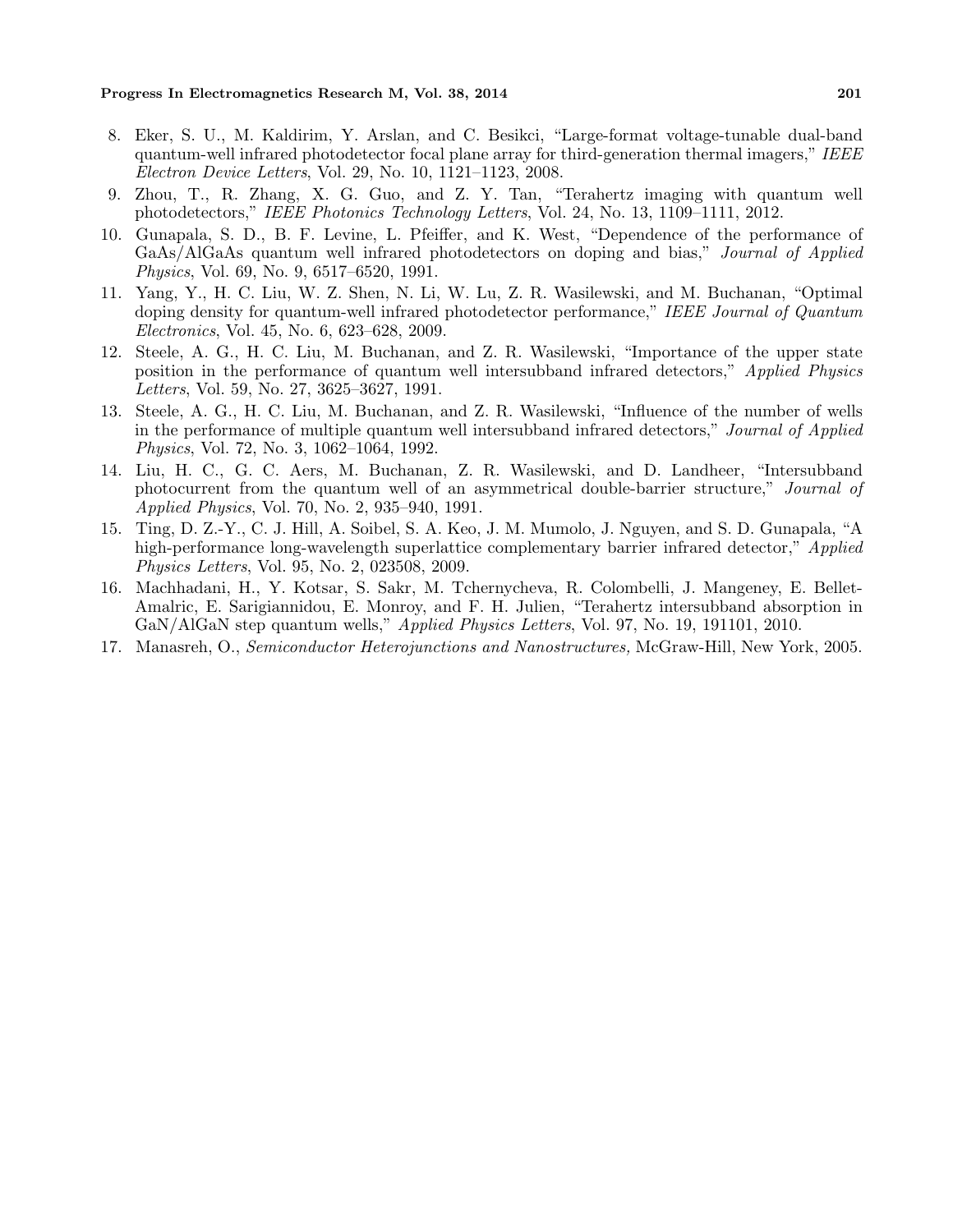8. Eker, S. U., M. Kaldirim, Y. Arslan, and C. Besikci, "Large-format voltage-tunable dual-band quantum-well infrared photodetector focal plane array for third-generation thermal imagers," *IEEE Electron Device Letters*, Vol. 29, No. 10, 1121–1123, 2008.
9. Zhou, T., R. Zhang, X. G. Guo, and Z. Y. Tan, "Terahertz imaging with quantum well photodetectors," *IEEE Photonics Technology Letters*, Vol. 24, No. 13, 1109–1111, 2012.
10. Gunapala, S. D., B. F. Levine, L. Pfeiffer, and K. West, "Dependence of the performance of GaAs/AlGaAs quantum well infrared photodetectors on doping and bias," *Journal of Applied Physics*, Vol. 69, No. 9, 6517–6520, 1991.
11. Yang, Y., H. C. Liu, W. Z. Shen, N. Li, W. Lu, Z. R. Wasilewski, and M. Buchanan, "Optimal doping density for quantum-well infrared photodetector performance," *IEEE Journal of Quantum Electronics*, Vol. 45, No. 6, 623–628, 2009.
12. Steele, A. G., H. C. Liu, M. Buchanan, and Z. R. Wasilewski, "Importance of the upper state position in the performance of quantum well intersubband infrared detectors," *Applied Physics Letters*, Vol. 59, No. 27, 3625–3627, 1991.
13. Steele, A. G., H. C. Liu, M. Buchanan, and Z. R. Wasilewski, "Influence of the number of wells in the performance of multiple quantum well intersubband infrared detectors," *Journal of Applied Physics*, Vol. 72, No. 3, 1062–1064, 1992.
14. Liu, H. C., G. C. Aers, M. Buchanan, Z. R. Wasilewski, and D. Landheer, "Intersubband photocurrent from the quantum well of an asymmetrical double-barrier structure," *Journal of Applied Physics*, Vol. 70, No. 2, 935–940, 1991.
15. Ting, D. Z.-Y., C. J. Hill, A. Soibel, S. A. Keo, J. M. Mumolo, J. Nguyen, and S. D. Gunapala, "A high-performance long-wavelength superlattice complementary barrier infrared detector," *Applied Physics Letters*, Vol. 95, No. 2, 023508, 2009.
16. Machhadani, H., Y. Kotsar, S. Sakr, M. Tchernycheva, R. Colombelli, J. Mangeney, E. Bellet-Amalric, E. Sarigiannidou, E. Monroy, and F. H. Julien, "Terahertz intersubband absorption in GaN/AlGaN step quantum wells," *Applied Physics Letters*, Vol. 97, No. 19, 191101, 2010.
17. Manasreh, O., *Semiconductor Heterojunctions and Nanostructures,* McGraw-Hill, New York, 2005.